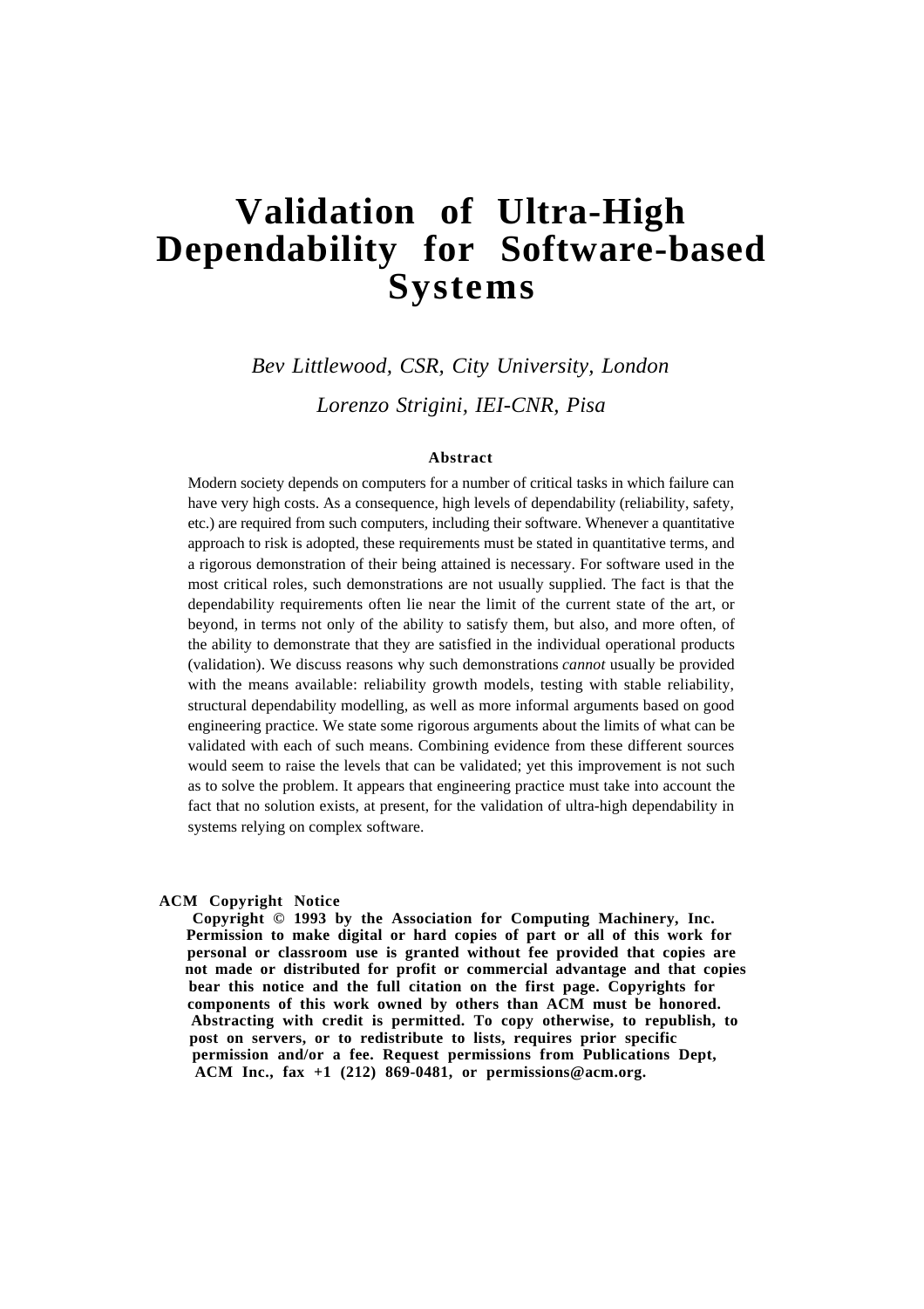# Validation of Ultra-High Dependability for Software-based Systems

*Bev Littlewood, CSR, City University, London*

*Lorenzo Strigini, IEI-CNR, Pisa*

### Abstract

Modern society depends on computers for a number of critical tasks in which failure can have very high costs. As a consequence, high levels of dependability (reliability, safety, etc.) are required from such computers, including their software. Whenever a quantitative approach to risk is adopted, these requirements must be stated in quantitative terms, and a rigorous demonstration of their being attained is necessary. For software used in the most critical roles, such demonstrations are not usually supplied. The fact is that the dependability requirements often lie near the limit of the current state of the art, or beyond, in terms not only of the ability to satisfy them, but also, and more often, of the ability to demonstrate that they are satisfied in the individual operational products (validation). We discuss reasons why such demonstrations *cannot* usually be provided with the means available: reliability growth models, testing with stable reliability, structural dependability modelling, as well as more informal arguments based on good engineering practice. We state some rigorous arguments about the limits of what can be validated with each of such means. Combining evidence from these different sources would seem to raise the levels that can be validated; yet this improvement is not such as to solve the problem. It appears that engineering practice must take into account the fact that no solution exists, at present, for the validation of ultra-high dependability in systems relying on complex software.

**ACM Copyright Notice**

**Copyright © 1993 by the Association for Computing Machinery, Inc. Permission to make digital or hard copies of part or all of this work for personal or classroom use is granted without fee provided that copies are not made or distributed for profit or commercial advantage and that copies bear this notice and the full citation on the first page. Copyrights for components of this work owned by others than ACM must be honored. Abstracting with credit is permitted. To copy otherwise, to republish, to post on servers, or to redistribute to lists, requires prior specific permission and/or a fee. Request permissions from Publications Dept, ACM Inc., fax +1 (212) 869-0481, or permissions@acm.org.**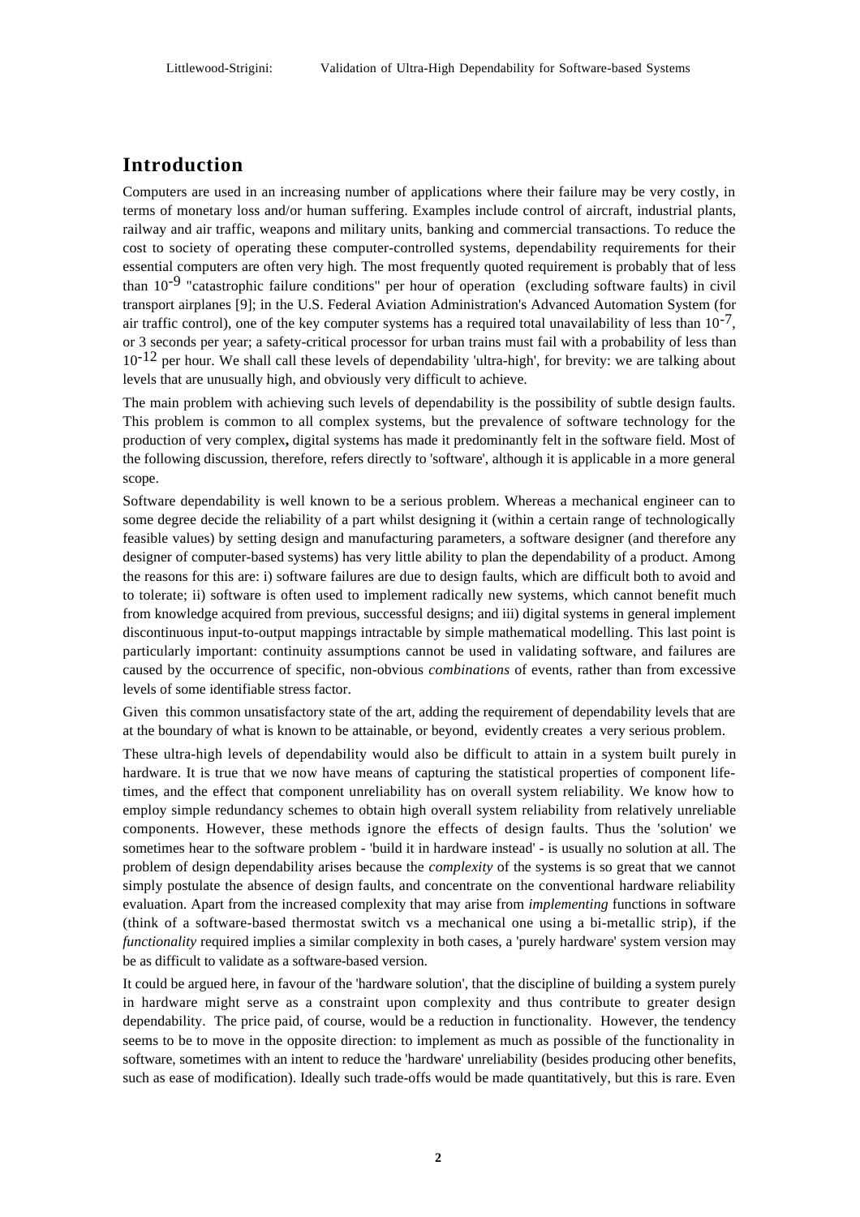## Introduction

Computers are used in an increasing number of applications where their failure may be very costly, in terms of monetary loss and/or human suffering. Examples include control of aircraft, industrial plants, railway and air traffic, weapons and military units, banking and commercial transactions. To reduce the cost to society of operating these computer-controlled systems, dependability requirements for their essential computers are often very high. The most frequently quoted requirement is probably that of less than $10^{-9}$ "catastrophic failure conditions" per hour of operation (excluding software faults) in civil transport airplanes [9]; in the U.S. Federal Aviation Administration's Advanced Automation System (for air traffic control), one of the key computer systems has a required total unavailability of less than $10^{-7}$, or 3 seconds per year; a safety-critical processor for urban trains must fail with a probability of less than $10^{-12}$ per hour. We shall call these levels of dependability 'ultra-high', for brevity: we are talking about levels that are unusually high, and obviously very difficult to achieve.

The main problem with achieving such levels of dependability is the possibility of subtle design faults. This problem is common to all complex systems, but the prevalence of software technology for the production of very complex**,** digital systems has made it predominantly felt in the software field. Most of the following discussion, therefore, refers directly to 'software', although it is applicable in a more general scope.

Software dependability is well known to be a serious problem. Whereas a mechanical engineer can to some degree decide the reliability of a part whilst designing it (within a certain range of technologically feasible values) by setting design and manufacturing parameters, a software designer (and therefore any designer of computer-based systems) has very little ability to plan the dependability of a product. Among the reasons for this are: i) software failures are due to design faults, which are difficult both to avoid and to tolerate; ii) software is often used to implement radically new systems, which cannot benefit much from knowledge acquired from previous, successful designs; and iii) digital systems in general implement discontinuous input-to-output mappings intractable by simple mathematical modelling. This last point is particularly important: continuity assumptions cannot be used in validating software, and failures are caused by the occurrence of specific, non-obvious *combinations* of events, rather than from excessive levels of some identifiable stress factor.

Given this common unsatisfactory state of the art, adding the requirement of dependability levels that are at the boundary of what is known to be attainable, or beyond, evidently creates a very serious problem.

These ultra-high levels of dependability would also be difficult to attain in a system built purely in hardware. It is true that we now have means of capturing the statistical properties of component life-times, and the effect that component unreliability has on overall system reliability. We know how to employ simple redundancy schemes to obtain high overall system reliability from relatively unreliable components. However, these methods ignore the effects of design faults. Thus the 'solution' we sometimes hear to the software problem - 'build it in hardware instead' - is usually no solution at all. The problem of design dependability arises because the *complexity* of the systems is so great that we cannot simply postulate the absence of design faults, and concentrate on the conventional hardware reliability evaluation. Apart from the increased complexity that may arise from *implementing* functions in software (think of a software-based thermostat switch vs a mechanical one using a bi-metallic strip), if the *functionality* required implies a similar complexity in both cases, a 'purely hardware' system version may be as difficult to validate as a software-based version.

It could be argued here, in favour of the 'hardware solution', that the discipline of building a system purely in hardware might serve as a constraint upon complexity and thus contribute to greater design dependability. The price paid, of course, would be a reduction in functionality. However, the tendency seems to be to move in the opposite direction: to implement as much as possible of the functionality in software, sometimes with an intent to reduce the 'hardware' unreliability (besides producing other benefits, such as ease of modification). Ideally such trade-offs would be made quantitatively, but this is rare. Even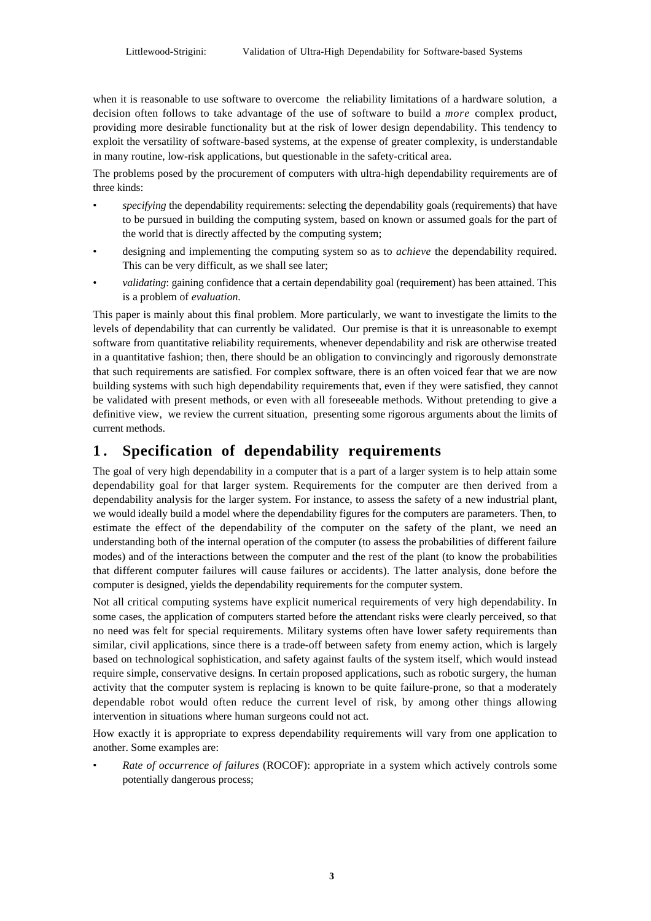when it is reasonable to use software to overcome the reliability limitations of a hardware solution, a decision often follows to take advantage of the use of software to build a *more* complex product, providing more desirable functionality but at the risk of lower design dependability. This tendency to exploit the versatility of software-based systems, at the expense of greater complexity, is understandable in many routine, low-risk applications, but questionable in the safety-critical area.

The problems posed by the procurement of computers with ultra-high dependability requirements are of three kinds:

- *specifying* the dependability requirements: selecting the dependability goals (requirements) that have to be pursued in building the computing system, based on known or assumed goals for the part of the world that is directly affected by the computing system;
- designing and implementing the computing system so as to *achieve* the dependability required. This can be very difficult, as we shall see later;
- *validating*: gaining confidence that a certain dependability goal (requirement) has been attained. This is a problem of *evaluation*.

This paper is mainly about this final problem. More particularly, we want to investigate the limits to the levels of dependability that can currently be validated. Our premise is that it is unreasonable to exempt software from quantitative reliability requirements, whenever dependability and risk are otherwise treated in a quantitative fashion; then, there should be an obligation to convincingly and rigorously demonstrate that such requirements are satisfied. For complex software, there is an often voiced fear that we are now building systems with such high dependability requirements that, even if they were satisfied, they cannot be validated with present methods, or even with all foreseeable methods. Without pretending to give a definitive view, we review the current situation, presenting some rigorous arguments about the limits of current methods.

## 1. Specification of dependability requirements

The goal of very high dependability in a computer that is a part of a larger system is to help attain some dependability goal for that larger system. Requirements for the computer are then derived from a dependability analysis for the larger system. For instance, to assess the safety of a new industrial plant, we would ideally build a model where the dependability figures for the computers are parameters. Then, to estimate the effect of the dependability of the computer on the safety of the plant, we need an understanding both of the internal operation of the computer (to assess the probabilities of different failure modes) and of the interactions between the computer and the rest of the plant (to know the probabilities that different computer failures will cause failures or accidents). The latter analysis, done before the computer is designed, yields the dependability requirements for the computer system.

Not all critical computing systems have explicit numerical requirements of very high dependability. In some cases, the application of computers started before the attendant risks were clearly perceived, so that no need was felt for special requirements. Military systems often have lower safety requirements than similar, civil applications, since there is a trade-off between safety from enemy action, which is largely based on technological sophistication, and safety against faults of the system itself, which would instead require simple, conservative designs. In certain proposed applications, such as robotic surgery, the human activity that the computer system is replacing is known to be quite failure-prone, so that a moderately dependable robot would often reduce the current level of risk, by among other things allowing intervention in situations where human surgeons could not act.

How exactly it is appropriate to express dependability requirements will vary from one application to another. Some examples are:

- *Rate of occurrence of failures* (ROCOF): appropriate in a system which actively controls some potentially dangerous process;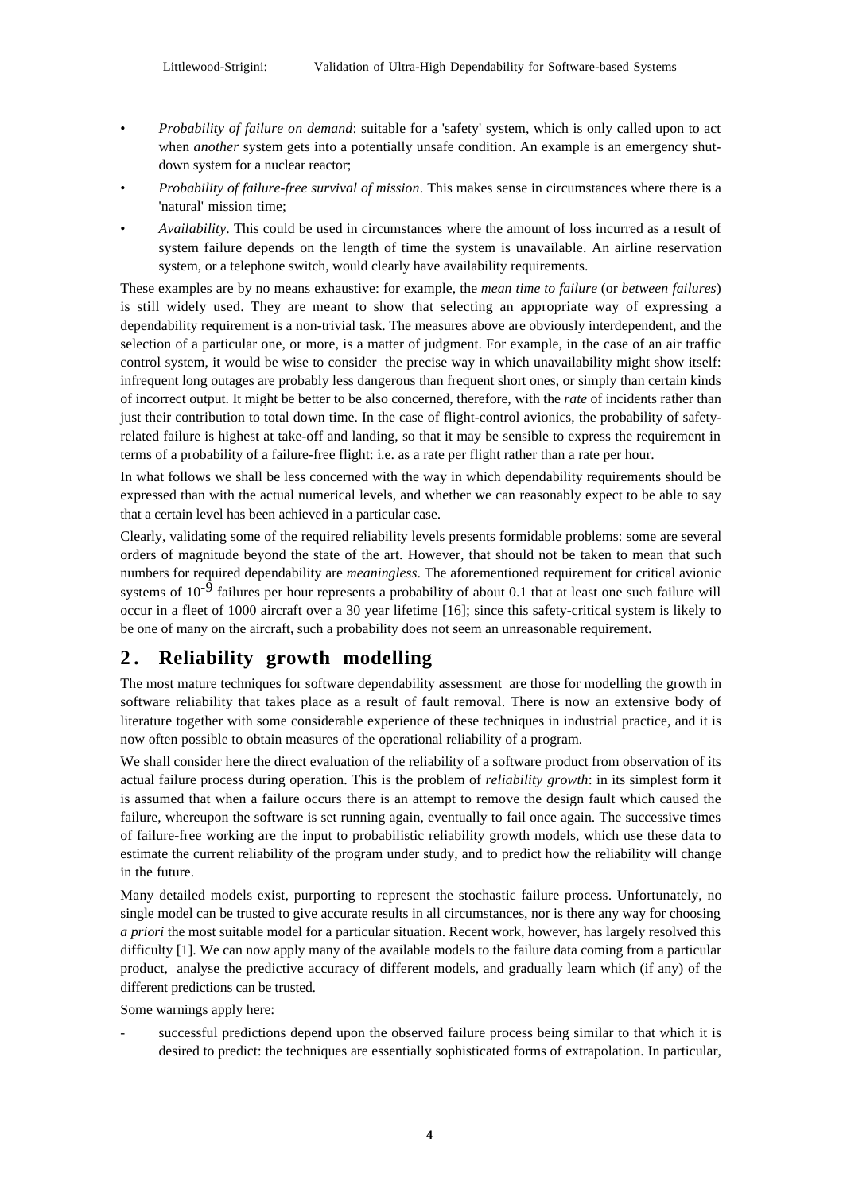- *Probability of failure on demand*: suitable for a 'safety' system, which is only called upon to act when *another* system gets into a potentially unsafe condition. An example is an emergency shut-down system for a nuclear reactor;
- *Probability of failure-free survival of mission*. This makes sense in circumstances where there is a 'natural' mission time;
- *Availability*. This could be used in circumstances where the amount of loss incurred as a result of system failure depends on the length of time the system is unavailable. An airline reservation system, or a telephone switch, would clearly have availability requirements.

These examples are by no means exhaustive: for example, the *mean time to failure* (or *between failures*) is still widely used. They are meant to show that selecting an appropriate way of expressing a dependability requirement is a non-trivial task. The measures above are obviously interdependent, and the selection of a particular one, or more, is a matter of judgment. For example, in the case of an air traffic control system, it would be wise to consider the precise way in which unavailability might show itself: infrequent long outages are probably less dangerous than frequent short ones, or simply than certain kinds of incorrect output. It might be better to be also concerned, therefore, with the *rate* of incidents rather than just their contribution to total down time. In the case of flight-control avionics, the probability of safety-related failure is highest at take-off and landing, so that it may be sensible to express the requirement in terms of a probability of a failure-free flight: i.e. as a rate per flight rather than a rate per hour.

In what follows we shall be less concerned with the way in which dependability requirements should be expressed than with the actual numerical levels, and whether we can reasonably expect to be able to say that a certain level has been achieved in a particular case.

Clearly, validating some of the required reliability levels presents formidable problems: some are several orders of magnitude beyond the state of the art. However, that should not be taken to mean that such numbers for required dependability are *meaningless*. The aforementioned requirement for critical avionic systems of $10^{-9}$ failures per hour represents a probability of about 0.1 that at least one such failure will occur in a fleet of 1000 aircraft over a 30 year lifetime [16]; since this safety-critical system is likely to be one of many on the aircraft, such a probability does not seem an unreasonable requirement.

## 2. Reliability growth modelling

The most mature techniques for software dependability assessment are those for modelling the growth in software reliability that takes place as a result of fault removal. There is now an extensive body of literature together with some considerable experience of these techniques in industrial practice, and it is now often possible to obtain measures of the operational reliability of a program.

We shall consider here the direct evaluation of the reliability of a software product from observation of its actual failure process during operation. This is the problem of *reliability growth*: in its simplest form it is assumed that when a failure occurs there is an attempt to remove the design fault which caused the failure, whereupon the software is set running again, eventually to fail once again. The successive times of failure-free working are the input to probabilistic reliability growth models, which use these data to estimate the current reliability of the program under study, and to predict how the reliability will change in the future.

Many detailed models exist, purporting to represent the stochastic failure process. Unfortunately, no single model can be trusted to give accurate results in all circumstances, nor is there any way for choosing *a priori* the most suitable model for a particular situation. Recent work, however, has largely resolved this difficulty [1]. We can now apply many of the available models to the failure data coming from a particular product, analyse the predictive accuracy of different models, and gradually learn which (if any) of the different predictions can be trusted.

Some warnings apply here:

- successful predictions depend upon the observed failure process being similar to that which it is desired to predict: the techniques are essentially sophisticated forms of extrapolation. In particular,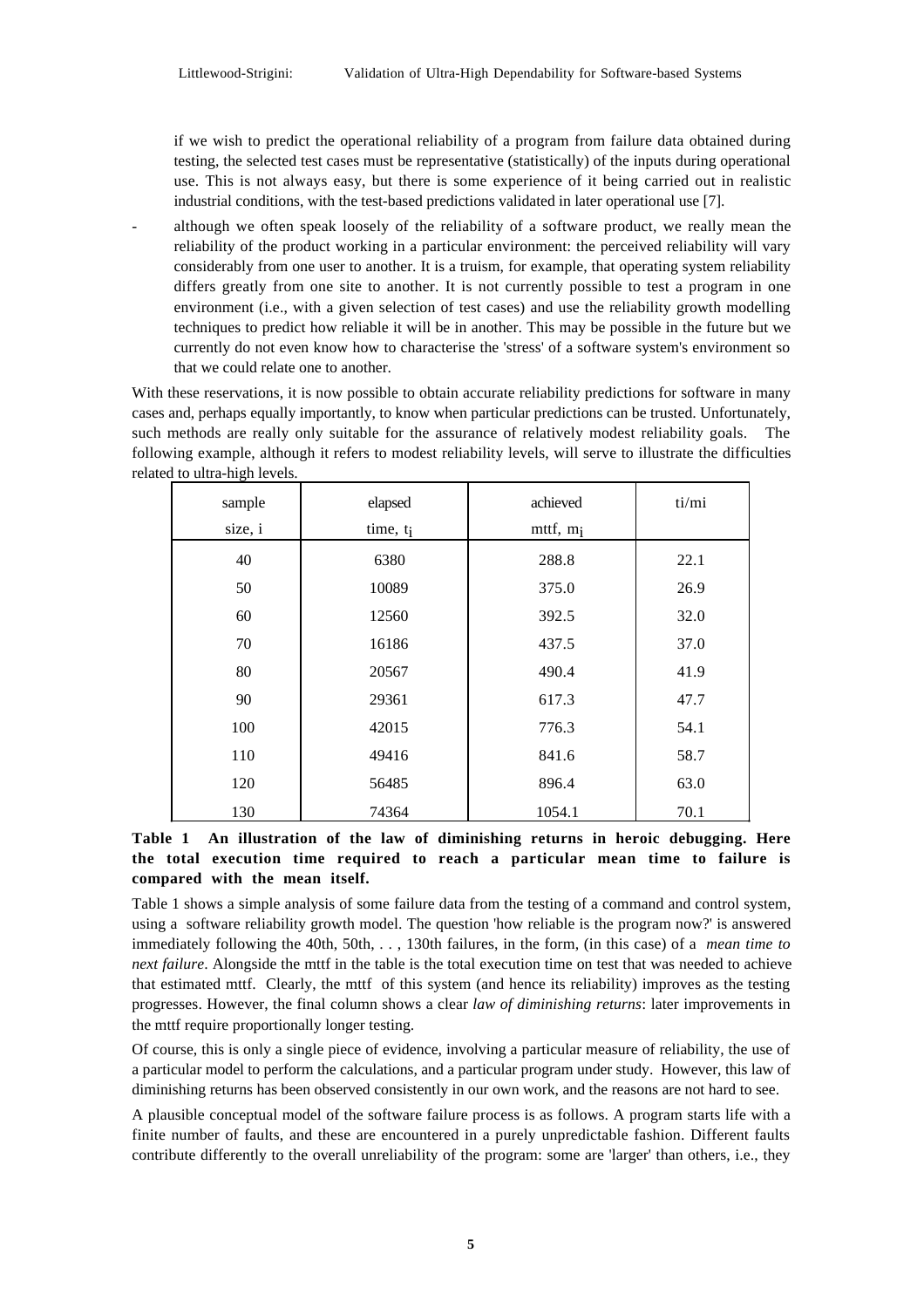if we wish to predict the operational reliability of a program from failure data obtained during testing, the selected test cases must be representative (statistically) of the inputs during operational use. This is not always easy, but there is some experience of it being carried out in realistic industrial conditions, with the test-based predictions validated in later operational use [7].

- although we often speak loosely of the reliability of a software product, we really mean the reliability of the product working in a particular environment: the perceived reliability will vary considerably from one user to another. It is a truism, for example, that operating system reliability differs greatly from one site to another. It is not currently possible to test a program in one environment (i.e., with a given selection of test cases) and use the reliability growth modelling techniques to predict how reliable it will be in another. This may be possible in the future but we currently do not even know how to characterise the 'stress' of a software system's environment so that we could relate one to another.

With these reservations, it is now possible to obtain accurate reliability predictions for software in many cases and, perhaps equally importantly, to know when particular predictions can be trusted. Unfortunately, such methods are really only suitable for the assurance of relatively modest reliability goals. The following example, although it refers to modest reliability levels, will serve to illustrate the difficulties related to ultra-high levels.

| sample size, i | elapsed time, $t_i$ | achieved mttf, $m_i$ | ti/mi |
|---|---|---|---|
| 40 | 6380 | 288.8 | 22.1 |
| 50 | 10089 | 375.0 | 26.9 |
| 60 | 12560 | 392.5 | 32.0 |
| 70 | 16186 | 437.5 | 37.0 |
| 80 | 20567 | 490.4 | 41.9 |
| 90 | 29361 | 617.3 | 47.7 |
| 100 | 42015 | 776.3 | 54.1 |
| 110 | 49416 | 841.6 | 58.7 |
| 120 | 56485 | 896.4 | 63.0 |
| 130 | 74364 | 1054.1 | 70.1 |

**Table 1 An illustration of the law of diminishing returns in heroic debugging. Here the total execution time required to reach a particular mean time to failure is compared with the mean itself.**

Table 1 shows a simple analysis of some failure data from the testing of a command and control system, using a software reliability growth model. The question 'how reliable is the program now?' is answered immediately following the 40th, 50th, . . . , 130th failures, in the form, (in this case) of a *mean time to next failure*. Alongside the mttf in the table is the total execution time on test that was needed to achieve that estimated mttf. Clearly, the mttf of this system (and hence its reliability) improves as the testing progresses. However, the final column shows a clear *law of diminishing returns*: later improvements in the mttf require proportionally longer testing.

Of course, this is only a single piece of evidence, involving a particular measure of reliability, the use of a particular model to perform the calculations, and a particular program under study. However, this law of diminishing returns has been observed consistently in our own work, and the reasons are not hard to see.

A plausible conceptual model of the software failure process is as follows. A program starts life with a finite number of faults, and these are encountered in a purely unpredictable fashion. Different faults contribute differently to the overall unreliability of the program: some are 'larger' than others, i.e., they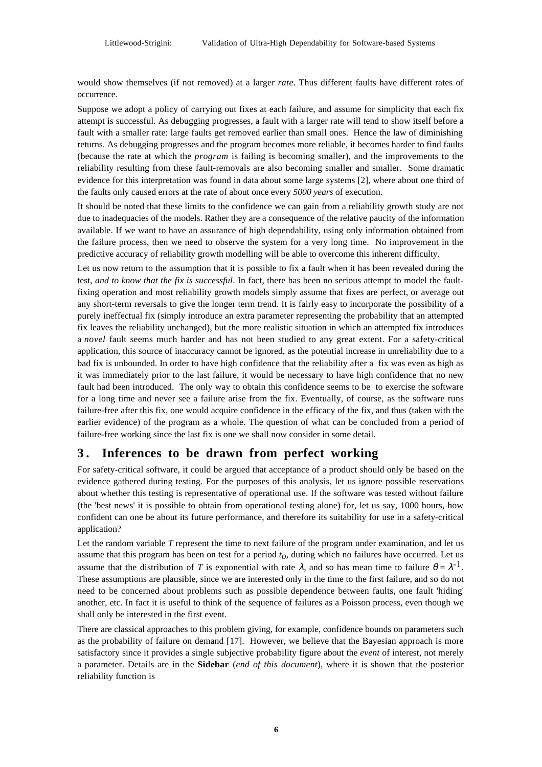would show themselves (if not removed) at a larger *rate*. Thus different faults have different rates of occurrence.

Suppose we adopt a policy of carrying out fixes at each failure, and assume for simplicity that each fix attempt is successful. As debugging progresses, a fault with a larger rate will tend to show itself before a fault with a smaller rate: large faults get removed earlier than small ones. Hence the law of diminishing returns. As debugging progresses and the program becomes more reliable, it becomes harder to find faults (because the rate at which the *program* is failing is becoming smaller), and the improvements to the reliability resulting from these fault-removals are also becoming smaller and smaller. Some dramatic evidence for this interpretation was found in data about some large systems [2], where about one third of the faults only caused errors at the rate of about once every *5000 years* of execution.

It should be noted that these limits to the confidence we can gain from a reliability growth study are not due to inadequacies of the models. Rather they are a consequence of the relative paucity of the information available. If we want to have an assurance of high dependability, using only information obtained from the failure process, then we need to observe the system for a very long time. No improvement in the predictive accuracy of reliability growth modelling will be able to overcome this inherent difficulty.

Let us now return to the assumption that it is possible to fix a fault when it has been revealed during the test, *and to know that the fix is successful*. In fact, there has been no serious attempt to model the fault-fixing operation and most reliability growth models simply assume that fixes are perfect, or average out any short-term reversals to give the longer term trend. It is fairly easy to incorporate the possibility of a purely ineffectual fix (simply introduce an extra parameter representing the probability that an attempted fix leaves the reliability unchanged), but the more realistic situation in which an attempted fix introduces a *novel* fault seems much harder and has not been studied to any great extent. For a safety-critical application, this source of inaccuracy cannot be ignored, as the potential increase in unreliability due to a bad fix is unbounded. In order to have high confidence that the reliability after a fix was even as high as it was immediately prior to the last failure, it would be necessary to have high confidence that no new fault had been introduced. The only way to obtain this confidence seems to be to exercise the software for a long time and never see a failure arise from the fix. Eventually, of course, as the software runs failure-free after this fix, one would acquire confidence in the efficacy of the fix, and thus (taken with the earlier evidence) of the program as a whole. The question of what can be concluded from a period of failure-free working since the last fix is one we shall now consider in some detail.

## 3. Inferences to be drawn from perfect working

For safety-critical software, it could be argued that acceptance of a product should only be based on the evidence gathered during testing. For the purposes of this analysis, let us ignore possible reservations about whether this testing is representative of operational use. If the software was tested without failure (the 'best news' it is possible to obtain from operational testing alone) for, let us say, 1000 hours, how confident can one be about its future performance, and therefore its suitability for use in a safety-critical application?

Let the random variable $T$ represent the time to next failure of the program under examination, and let us assume that this program has been on test for a period $t_o$, during which no failures have occurred. Let us assume that the distribution of $T$ is exponential with rate $\lambda$, and so has mean time to failure $\theta = \lambda^{-1}$. These assumptions are plausible, since we are interested only in the time to the first failure, and so do not need to be concerned about problems such as possible dependence between faults, one fault 'hiding' another, etc. In fact it is useful to think of the sequence of failures as a Poisson process, even though we shall only be interested in the first event.

There are classical approaches to this problem giving, for example, confidence bounds on parameters such as the probability of failure on demand [17]. However, we believe that the Bayesian approach is more satisfactory since it provides a single subjective probability figure about the *event* of interest, not merely a parameter. Details are in the **Sidebar** (*end of this document*), where it is shown that the posterior reliability function is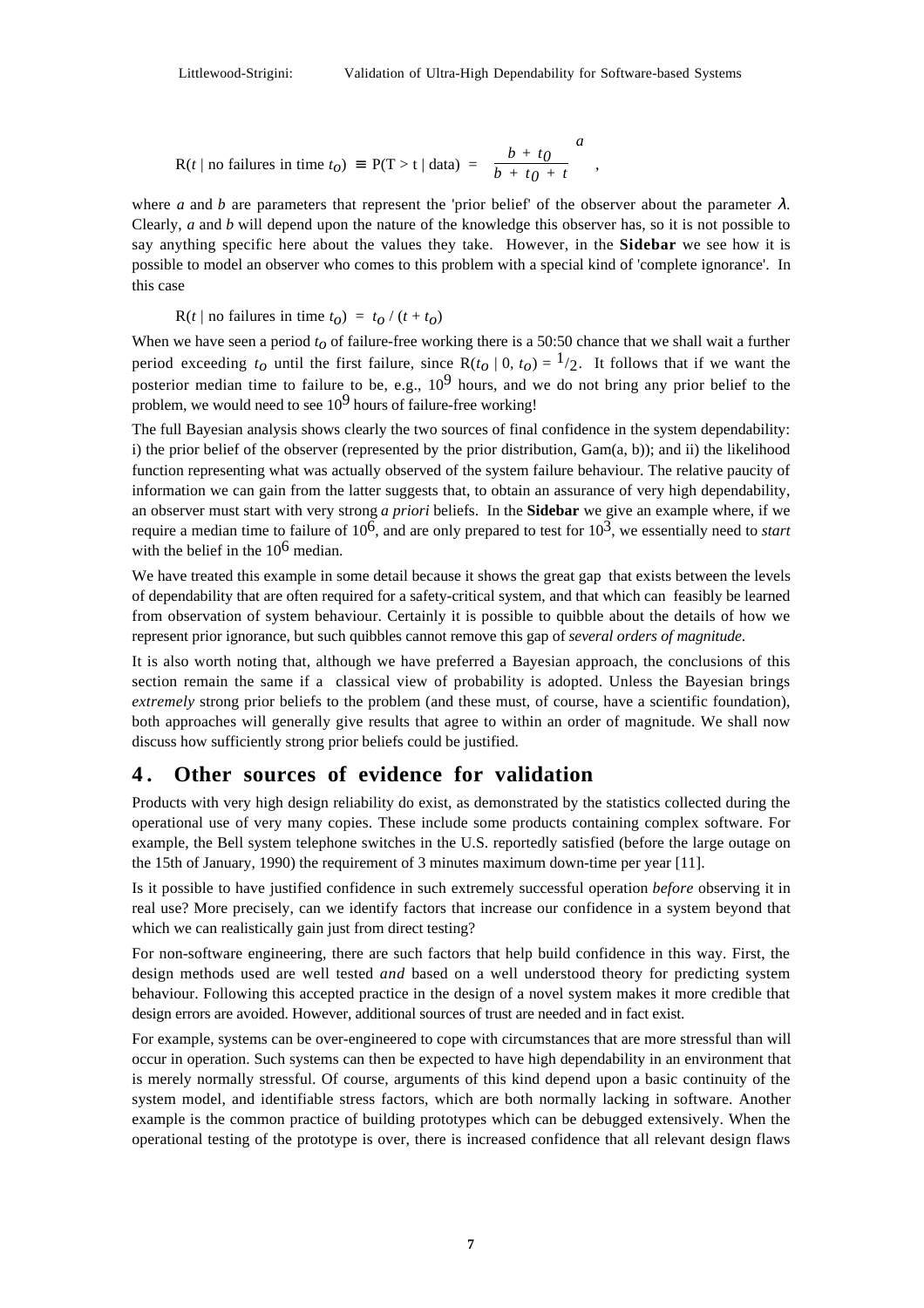$$R(t \mid \text{no failures in time } t_o) \equiv P(T > t \mid \text{data}) = \left(\frac{b + t_0}{b + t_0 + t}\right)^a ,$$

where $a$ and $b$ are parameters that represent the 'prior belief' of the observer about the parameter $\lambda$. Clearly, $a$ and $b$ will depend upon the nature of the knowledge this observer has, so it is not possible to say anything specific here about the values they take. However, in the **Sidebar** we see how it is possible to model an observer who comes to this problem with a special kind of 'complete ignorance'. In this case

$$R(t \mid \text{no failures in time } t_o) = t_o / (t + t_o)$$

When we have seen a period $t_o$ of failure-free working there is a 50:50 chance that we shall wait a further period exceeding $t_o$ until the first failure, since $R(t_o \mid 0, t_o) = {}^1/_2$. It follows that if we want the posterior median time to failure to be, e.g., $10^9$ hours, and we do not bring any prior belief to the problem, we would need to see $10^9$ hours of failure-free working!

The full Bayesian analysis shows clearly the two sources of final confidence in the system dependability: i) the prior belief of the observer (represented by the prior distribution, Gam(a, b)); and ii) the likelihood function representing what was actually observed of the system failure behaviour. The relative paucity of information we can gain from the latter suggests that, to obtain an assurance of very high dependability, an observer must start with very strong *a priori* beliefs. In the **Sidebar** we give an example where, if we require a median time to failure of $10^6$, and are only prepared to test for $10^3$, we essentially need to *start* with the belief in the $10^6$ median.

We have treated this example in some detail because it shows the great gap that exists between the levels of dependability that are often required for a safety-critical system, and that which can feasibly be learned from observation of system behaviour. Certainly it is possible to quibble about the details of how we represent prior ignorance, but such quibbles cannot remove this gap of *several orders of magnitude*.

It is also worth noting that, although we have preferred a Bayesian approach, the conclusions of this section remain the same if a classical view of probability is adopted. Unless the Bayesian brings *extremely* strong prior beliefs to the problem (and these must, of course, have a scientific foundation), both approaches will generally give results that agree to within an order of magnitude. We shall now discuss how sufficiently strong prior beliefs could be justified.

## 4. Other sources of evidence for validation

Products with very high design reliability do exist, as demonstrated by the statistics collected during the operational use of very many copies. These include some products containing complex software. For example, the Bell system telephone switches in the U.S. reportedly satisfied (before the large outage on the 15th of January, 1990) the requirement of 3 minutes maximum down-time per year [11].

Is it possible to have justified confidence in such extremely successful operation *before* observing it in real use? More precisely, can we identify factors that increase our confidence in a system beyond that which we can realistically gain just from direct testing?

For non-software engineering, there are such factors that help build confidence in this way. First, the design methods used are well tested *and* based on a well understood theory for predicting system behaviour. Following this accepted practice in the design of a novel system makes it more credible that design errors are avoided. However, additional sources of trust are needed and in fact exist.

For example, systems can be over-engineered to cope with circumstances that are more stressful than will occur in operation. Such systems can then be expected to have high dependability in an environment that is merely normally stressful. Of course, arguments of this kind depend upon a basic continuity of the system model, and identifiable stress factors, which are both normally lacking in software. Another example is the common practice of building prototypes which can be debugged extensively. When the operational testing of the prototype is over, there is increased confidence that all relevant design flaws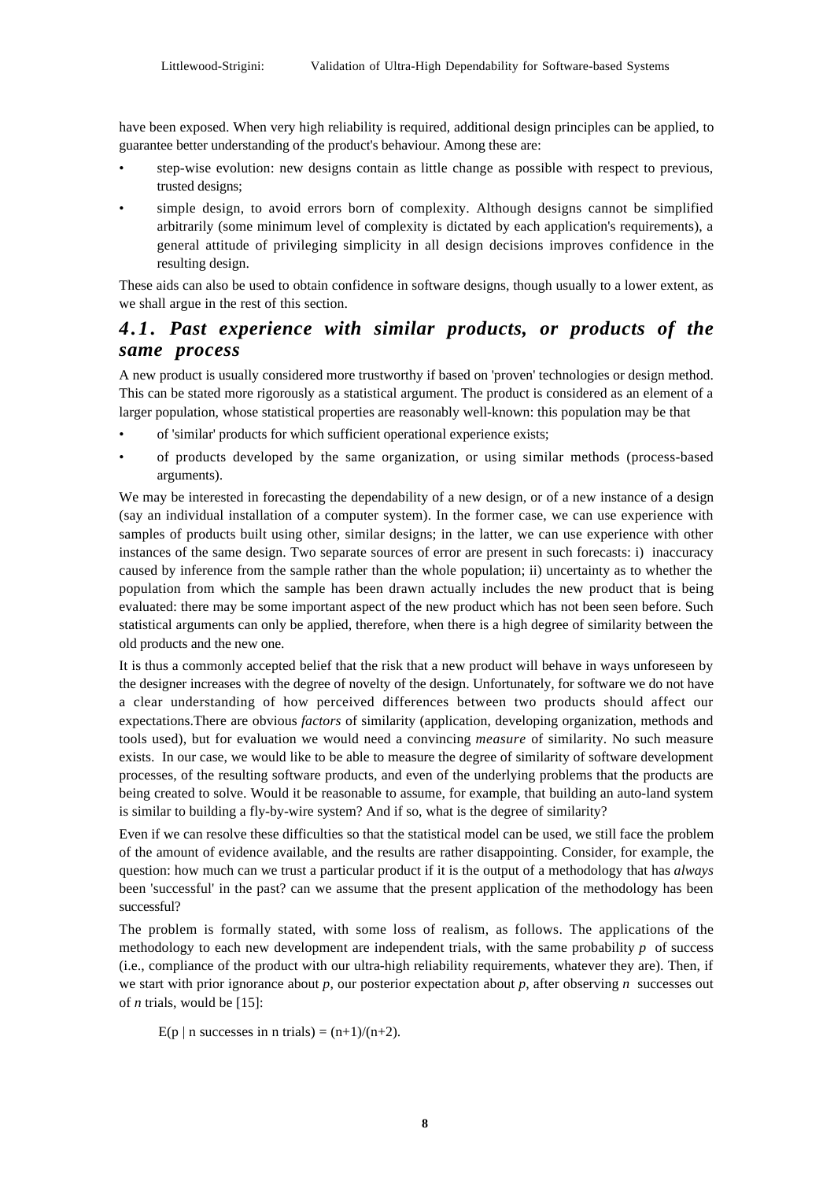have been exposed. When very high reliability is required, additional design principles can be applied, to guarantee better understanding of the product's behaviour. Among these are:

- step-wise evolution: new designs contain as little change as possible with respect to previous, trusted designs;
- simple design, to avoid errors born of complexity. Although designs cannot be simplified arbitrarily (some minimum level of complexity is dictated by each application's requirements), a general attitude of privileging simplicity in all design decisions improves confidence in the resulting design.

These aids can also be used to obtain confidence in software designs, though usually to a lower extent, as we shall argue in the rest of this section.

## 4.1. Past experience with similar products, or products of the same process

A new product is usually considered more trustworthy if based on 'proven' technologies or design method. This can be stated more rigorously as a statistical argument. The product is considered as an element of a larger population, whose statistical properties are reasonably well-known: this population may be that

- of 'similar' products for which sufficient operational experience exists;
- of products developed by the same organization, or using similar methods (process-based arguments).

We may be interested in forecasting the dependability of a new design, or of a new instance of a design (say an individual installation of a computer system). In the former case, we can use experience with samples of products built using other, similar designs; in the latter, we can use experience with other instances of the same design. Two separate sources of error are present in such forecasts: i) inaccuracy caused by inference from the sample rather than the whole population; ii) uncertainty as to whether the population from which the sample has been drawn actually includes the new product that is being evaluated: there may be some important aspect of the new product which has not been seen before. Such statistical arguments can only be applied, therefore, when there is a high degree of similarity between the old products and the new one.

It is thus a commonly accepted belief that the risk that a new product will behave in ways unforeseen by the designer increases with the degree of novelty of the design. Unfortunately, for software we do not have a clear understanding of how perceived differences between two products should affect our expectations.There are obvious *factors* of similarity (application, developing organization, methods and tools used), but for evaluation we would need a convincing *measure* of similarity. No such measure exists. In our case, we would like to be able to measure the degree of similarity of software development processes, of the resulting software products, and even of the underlying problems that the products are being created to solve. Would it be reasonable to assume, for example, that building an auto-land system is similar to building a fly-by-wire system? And if so, what is the degree of similarity?

Even if we can resolve these difficulties so that the statistical model can be used, we still face the problem of the amount of evidence available, and the results are rather disappointing. Consider, for example, the question: how much can we trust a particular product if it is the output of a methodology that has *always* been 'successful' in the past? can we assume that the present application of the methodology has been successful?

The problem is formally stated, with some loss of realism, as follows. The applications of the methodology to each new development are independent trials, with the same probability $p$ of success (i.e., compliance of the product with our ultra-high reliability requirements, whatever they are). Then, if we start with prior ignorance about $p$, our posterior expectation about $p$, after observing $n$ successes out of $n$ trials, would be [15]:

$$E(p \mid \text{n successes in n trials}) = (n+1)/(n+2).$$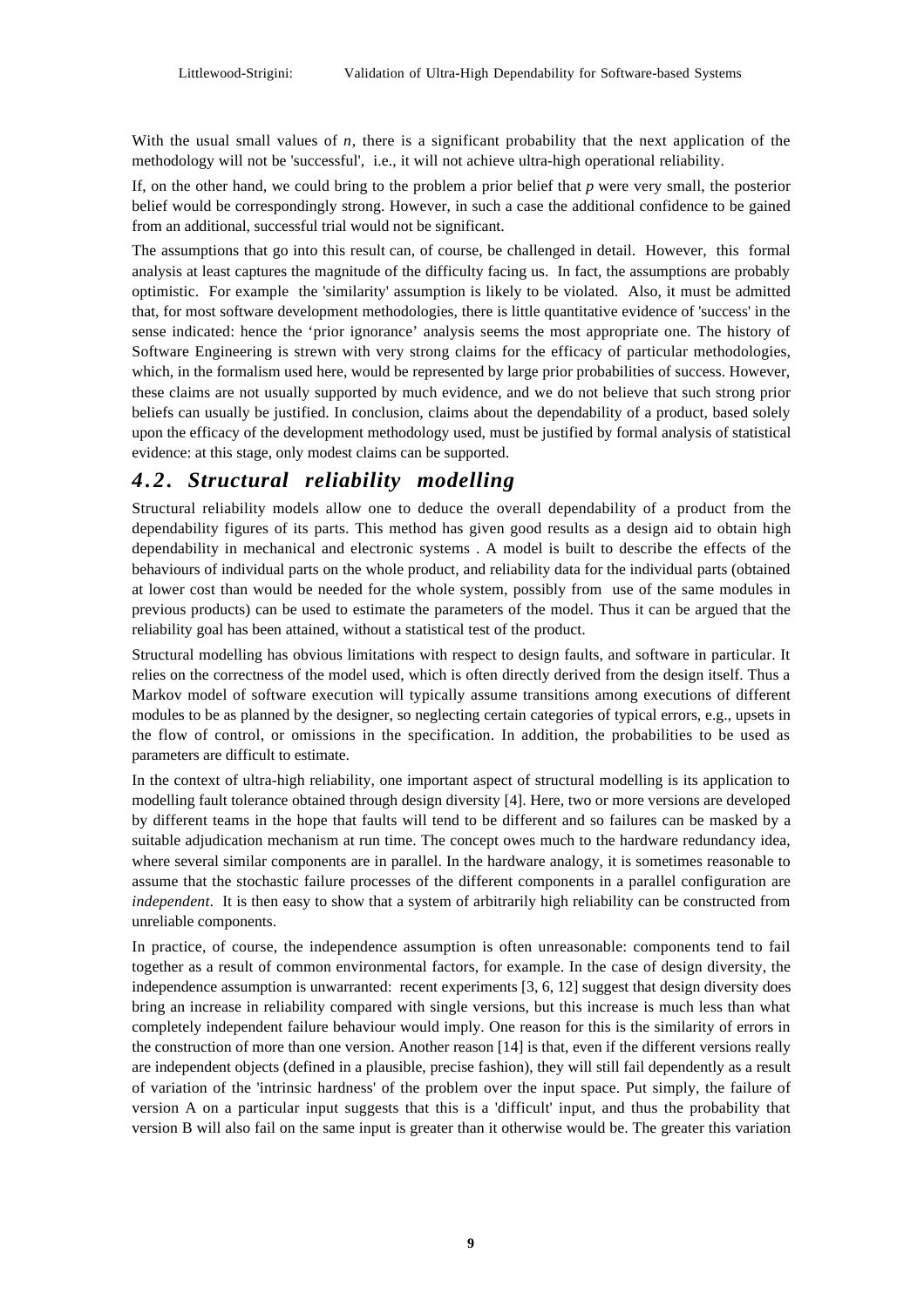With the usual small values of $n$, there is a significant probability that the next application of the methodology will not be 'successful', i.e., it will not achieve ultra-high operational reliability.

If, on the other hand, we could bring to the problem a prior belief that $p$ were very small, the posterior belief would be correspondingly strong. However, in such a case the additional confidence to be gained from an additional, successful trial would not be significant.

The assumptions that go into this result can, of course, be challenged in detail. However, this formal analysis at least captures the magnitude of the difficulty facing us. In fact, the assumptions are probably optimistic. For example the 'similarity' assumption is likely to be violated. Also, it must be admitted that, for most software development methodologies, there is little quantitative evidence of 'success' in the sense indicated: hence the 'prior ignorance' analysis seems the most appropriate one. The history of Software Engineering is strewn with very strong claims for the efficacy of particular methodologies, which, in the formalism used here, would be represented by large prior probabilities of success. However, these claims are not usually supported by much evidence, and we do not believe that such strong prior beliefs can usually be justified. In conclusion, claims about the dependability of a product, based solely upon the efficacy of the development methodology used, must be justified by formal analysis of statistical evidence: at this stage, only modest claims can be supported.

## 4.2. Structural reliability modelling

Structural reliability models allow one to deduce the overall dependability of a product from the dependability figures of its parts. This method has given good results as a design aid to obtain high dependability in mechanical and electronic systems . A model is built to describe the effects of the behaviours of individual parts on the whole product, and reliability data for the individual parts (obtained at lower cost than would be needed for the whole system, possibly from use of the same modules in previous products) can be used to estimate the parameters of the model. Thus it can be argued that the reliability goal has been attained, without a statistical test of the product.

Structural modelling has obvious limitations with respect to design faults, and software in particular. It relies on the correctness of the model used, which is often directly derived from the design itself. Thus a Markov model of software execution will typically assume transitions among executions of different modules to be as planned by the designer, so neglecting certain categories of typical errors, e.g., upsets in the flow of control, or omissions in the specification. In addition, the probabilities to be used as parameters are difficult to estimate.

In the context of ultra-high reliability, one important aspect of structural modelling is its application to modelling fault tolerance obtained through design diversity [4]. Here, two or more versions are developed by different teams in the hope that faults will tend to be different and so failures can be masked by a suitable adjudication mechanism at run time. The concept owes much to the hardware redundancy idea, where several similar components are in parallel. In the hardware analogy, it is sometimes reasonable to assume that the stochastic failure processes of the different components in a parallel configuration are *independent*. It is then easy to show that a system of arbitrarily high reliability can be constructed from unreliable components.

In practice, of course, the independence assumption is often unreasonable: components tend to fail together as a result of common environmental factors, for example. In the case of design diversity, the independence assumption is unwarranted: recent experiments [3, 6, 12] suggest that design diversity does bring an increase in reliability compared with single versions, but this increase is much less than what completely independent failure behaviour would imply. One reason for this is the similarity of errors in the construction of more than one version. Another reason [14] is that, even if the different versions really are independent objects (defined in a plausible, precise fashion), they will still fail dependently as a result of variation of the 'intrinsic hardness' of the problem over the input space. Put simply, the failure of version A on a particular input suggests that this is a 'difficult' input, and thus the probability that version B will also fail on the same input is greater than it otherwise would be. The greater this variation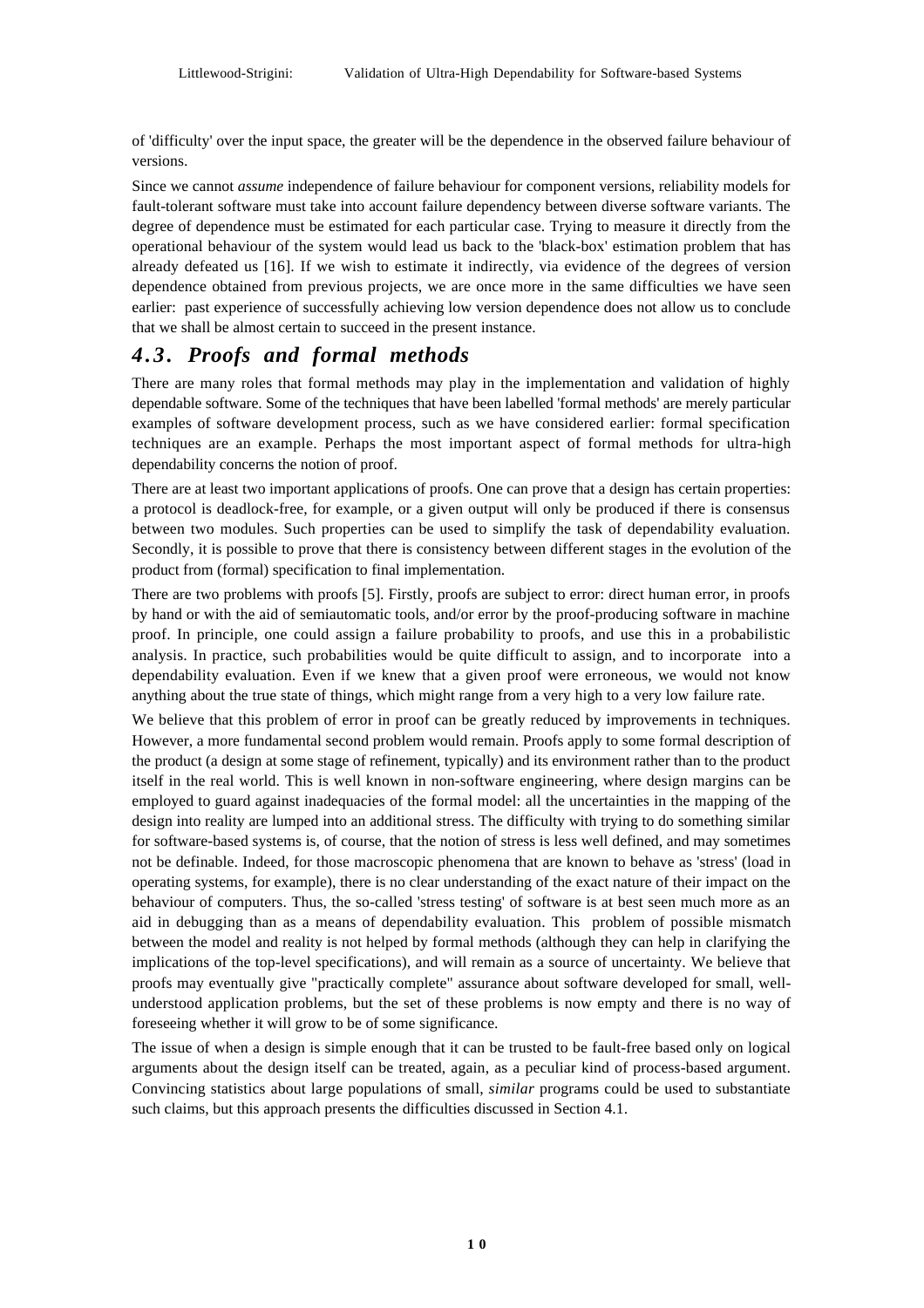of 'difficulty' over the input space, the greater will be the dependence in the observed failure behaviour of versions.

Since we cannot *assume* independence of failure behaviour for component versions, reliability models for fault-tolerant software must take into account failure dependency between diverse software variants. The degree of dependence must be estimated for each particular case. Trying to measure it directly from the operational behaviour of the system would lead us back to the 'black-box' estimation problem that has already defeated us [16]. If we wish to estimate it indirectly, via evidence of the degrees of version dependence obtained from previous projects, we are once more in the same difficulties we have seen earlier: past experience of successfully achieving low version dependence does not allow us to conclude that we shall be almost certain to succeed in the present instance.

## *4.3. Proofs and formal methods*

There are many roles that formal methods may play in the implementation and validation of highly dependable software. Some of the techniques that have been labelled 'formal methods' are merely particular examples of software development process, such as we have considered earlier: formal specification techniques are an example. Perhaps the most important aspect of formal methods for ultra-high dependability concerns the notion of proof.

There are at least two important applications of proofs. One can prove that a design has certain properties: a protocol is deadlock-free, for example, or a given output will only be produced if there is consensus between two modules. Such properties can be used to simplify the task of dependability evaluation. Secondly, it is possible to prove that there is consistency between different stages in the evolution of the product from (formal) specification to final implementation.

There are two problems with proofs [5]. Firstly, proofs are subject to error: direct human error, in proofs by hand or with the aid of semiautomatic tools, and/or error by the proof-producing software in machine proof. In principle, one could assign a failure probability to proofs, and use this in a probabilistic analysis. In practice, such probabilities would be quite difficult to assign, and to incorporate into a dependability evaluation. Even if we knew that a given proof were erroneous, we would not know anything about the true state of things, which might range from a very high to a very low failure rate.

We believe that this problem of error in proof can be greatly reduced by improvements in techniques. However, a more fundamental second problem would remain. Proofs apply to some formal description of the product (a design at some stage of refinement, typically) and its environment rather than to the product itself in the real world. This is well known in non-software engineering, where design margins can be employed to guard against inadequacies of the formal model: all the uncertainties in the mapping of the design into reality are lumped into an additional stress. The difficulty with trying to do something similar for software-based systems is, of course, that the notion of stress is less well defined, and may sometimes not be definable. Indeed, for those macroscopic phenomena that are known to behave as 'stress' (load in operating systems, for example), there is no clear understanding of the exact nature of their impact on the behaviour of computers. Thus, the so-called 'stress testing' of software is at best seen much more as an aid in debugging than as a means of dependability evaluation. This problem of possible mismatch between the model and reality is not helped by formal methods (although they can help in clarifying the implications of the top-level specifications), and will remain as a source of uncertainty. We believe that proofs may eventually give "practically complete" assurance about software developed for small, well-understood application problems, but the set of these problems is now empty and there is no way of foreseeing whether it will grow to be of some significance.

The issue of when a design is simple enough that it can be trusted to be fault-free based only on logical arguments about the design itself can be treated, again, as a peculiar kind of process-based argument. Convincing statistics about large populations of small, *similar* programs could be used to substantiate such claims, but this approach presents the difficulties discussed in Section 4.1.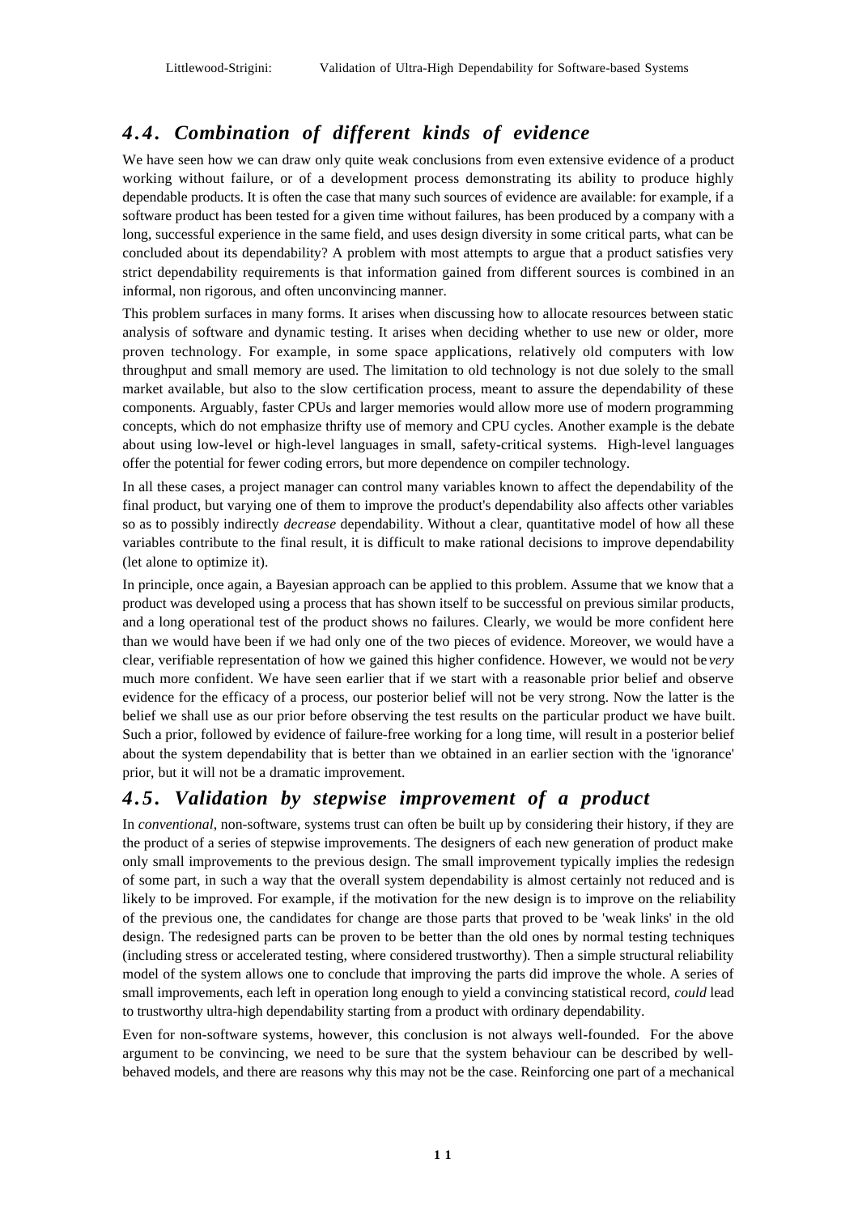## 4.4. Combination of different kinds of evidence

We have seen how we can draw only quite weak conclusions from even extensive evidence of a product working without failure, or of a development process demonstrating its ability to produce highly dependable products. It is often the case that many such sources of evidence are available: for example, if a software product has been tested for a given time without failures, has been produced by a company with a long, successful experience in the same field, and uses design diversity in some critical parts, what can be concluded about its dependability? A problem with most attempts to argue that a product satisfies very strict dependability requirements is that information gained from different sources is combined in an informal, non rigorous, and often unconvincing manner.

This problem surfaces in many forms. It arises when discussing how to allocate resources between static analysis of software and dynamic testing. It arises when deciding whether to use new or older, more proven technology. For example, in some space applications, relatively old computers with low throughput and small memory are used. The limitation to old technology is not due solely to the small market available, but also to the slow certification process, meant to assure the dependability of these components. Arguably, faster CPUs and larger memories would allow more use of modern programming concepts, which do not emphasize thrifty use of memory and CPU cycles. Another example is the debate about using low-level or high-level languages in small, safety-critical systems. High-level languages offer the potential for fewer coding errors, but more dependence on compiler technology.

In all these cases, a project manager can control many variables known to affect the dependability of the final product, but varying one of them to improve the product's dependability also affects other variables so as to possibly indirectly *decrease* dependability. Without a clear, quantitative model of how all these variables contribute to the final result, it is difficult to make rational decisions to improve dependability (let alone to optimize it).

In principle, once again, a Bayesian approach can be applied to this problem. Assume that we know that a product was developed using a process that has shown itself to be successful on previous similar products, and a long operational test of the product shows no failures. Clearly, we would be more confident here than we would have been if we had only one of the two pieces of evidence. Moreover, we would have a clear, verifiable representation of how we gained this higher confidence. However, we would not be *very* much more confident. We have seen earlier that if we start with a reasonable prior belief and observe evidence for the efficacy of a process, our posterior belief will not be very strong. Now the latter is the belief we shall use as our prior before observing the test results on the particular product we have built. Such a prior, followed by evidence of failure-free working for a long time, will result in a posterior belief about the system dependability that is better than we obtained in an earlier section with the 'ignorance' prior, but it will not be a dramatic improvement.

## 4.5. Validation by stepwise improvement of a product

In *conventional*, non-software, systems trust can often be built up by considering their history, if they are the product of a series of stepwise improvements. The designers of each new generation of product make only small improvements to the previous design. The small improvement typically implies the redesign of some part, in such a way that the overall system dependability is almost certainly not reduced and is likely to be improved. For example, if the motivation for the new design is to improve on the reliability of the previous one, the candidates for change are those parts that proved to be 'weak links' in the old design. The redesigned parts can be proven to be better than the old ones by normal testing techniques (including stress or accelerated testing, where considered trustworthy). Then a simple structural reliability model of the system allows one to conclude that improving the parts did improve the whole. A series of small improvements, each left in operation long enough to yield a convincing statistical record, *could* lead to trustworthy ultra-high dependability starting from a product with ordinary dependability.

Even for non-software systems, however, this conclusion is not always well-founded. For the above argument to be convincing, we need to be sure that the system behaviour can be described by well-behaved models, and there are reasons why this may not be the case. Reinforcing one part of a mechanical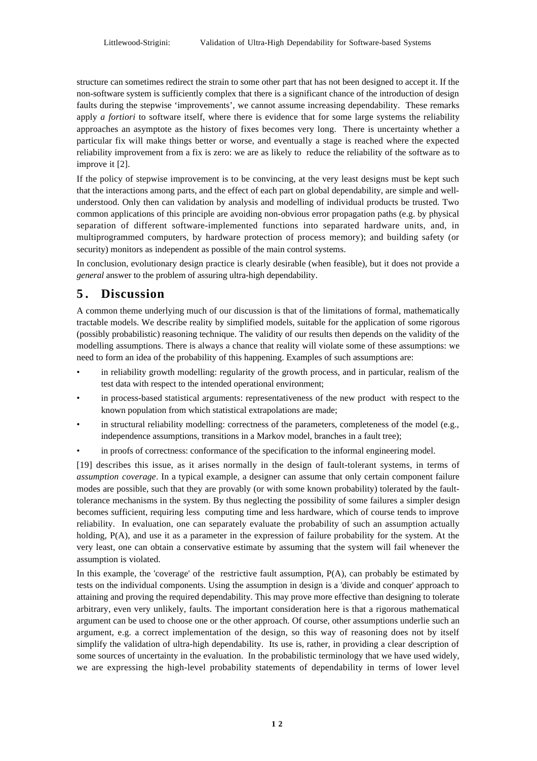structure can sometimes redirect the strain to some other part that has not been designed to accept it. If the non-software system is sufficiently complex that there is a significant chance of the introduction of design faults during the stepwise 'improvements', we cannot assume increasing dependability. These remarks apply *a fortiori* to software itself, where there is evidence that for some large systems the reliability approaches an asymptote as the history of fixes becomes very long. There is uncertainty whether a particular fix will make things better or worse, and eventually a stage is reached where the expected reliability improvement from a fix is zero: we are as likely to reduce the reliability of the software as to improve it [2].

If the policy of stepwise improvement is to be convincing, at the very least designs must be kept such that the interactions among parts, and the effect of each part on global dependability, are simple and well-understood. Only then can validation by analysis and modelling of individual products be trusted. Two common applications of this principle are avoiding non-obvious error propagation paths (e.g. by physical separation of different software-implemented functions into separated hardware units, and, in multiprogrammed computers, by hardware protection of process memory); and building safety (or security) monitors as independent as possible of the main control systems.

In conclusion, evolutionary design practice is clearly desirable (when feasible), but it does not provide a *general* answer to the problem of assuring ultra-high dependability.

# 5. Discussion

A common theme underlying much of our discussion is that of the limitations of formal, mathematically tractable models. We describe reality by simplified models, suitable for the application of some rigorous (possibly probabilistic) reasoning technique. The validity of our results then depends on the validity of the modelling assumptions. There is always a chance that reality will violate some of these assumptions: we need to form an idea of the probability of this happening. Examples of such assumptions are:

- in reliability growth modelling: regularity of the growth process, and in particular, realism of the test data with respect to the intended operational environment;
- in process-based statistical arguments: representativeness of the new product with respect to the known population from which statistical extrapolations are made;
- in structural reliability modelling: correctness of the parameters, completeness of the model (e.g., independence assumptions, transitions in a Markov model, branches in a fault tree);
- in proofs of correctness: conformance of the specification to the informal engineering model.

[19] describes this issue, as it arises normally in the design of fault-tolerant systems, in terms of *assumption coverage*. In a typical example, a designer can assume that only certain component failure modes are possible, such that they are provably (or with some known probability) tolerated by the fault-tolerance mechanisms in the system. By thus neglecting the possibility of some failures a simpler design becomes sufficient, requiring less computing time and less hardware, which of course tends to improve reliability. In evaluation, one can separately evaluate the probability of such an assumption actually holding, P(A), and use it as a parameter in the expression of failure probability for the system. At the very least, one can obtain a conservative estimate by assuming that the system will fail whenever the assumption is violated.

In this example, the 'coverage' of the restrictive fault assumption, P(A), can probably be estimated by tests on the individual components. Using the assumption in design is a 'divide and conquer' approach to attaining and proving the required dependability. This may prove more effective than designing to tolerate arbitrary, even very unlikely, faults. The important consideration here is that a rigorous mathematical argument can be used to choose one or the other approach. Of course, other assumptions underlie such an argument, e.g. a correct implementation of the design, so this way of reasoning does not by itself simplify the validation of ultra-high dependability. Its use is, rather, in providing a clear description of some sources of uncertainty in the evaluation. In the probabilistic terminology that we have used widely, we are expressing the high-level probability statements of dependability in terms of lower level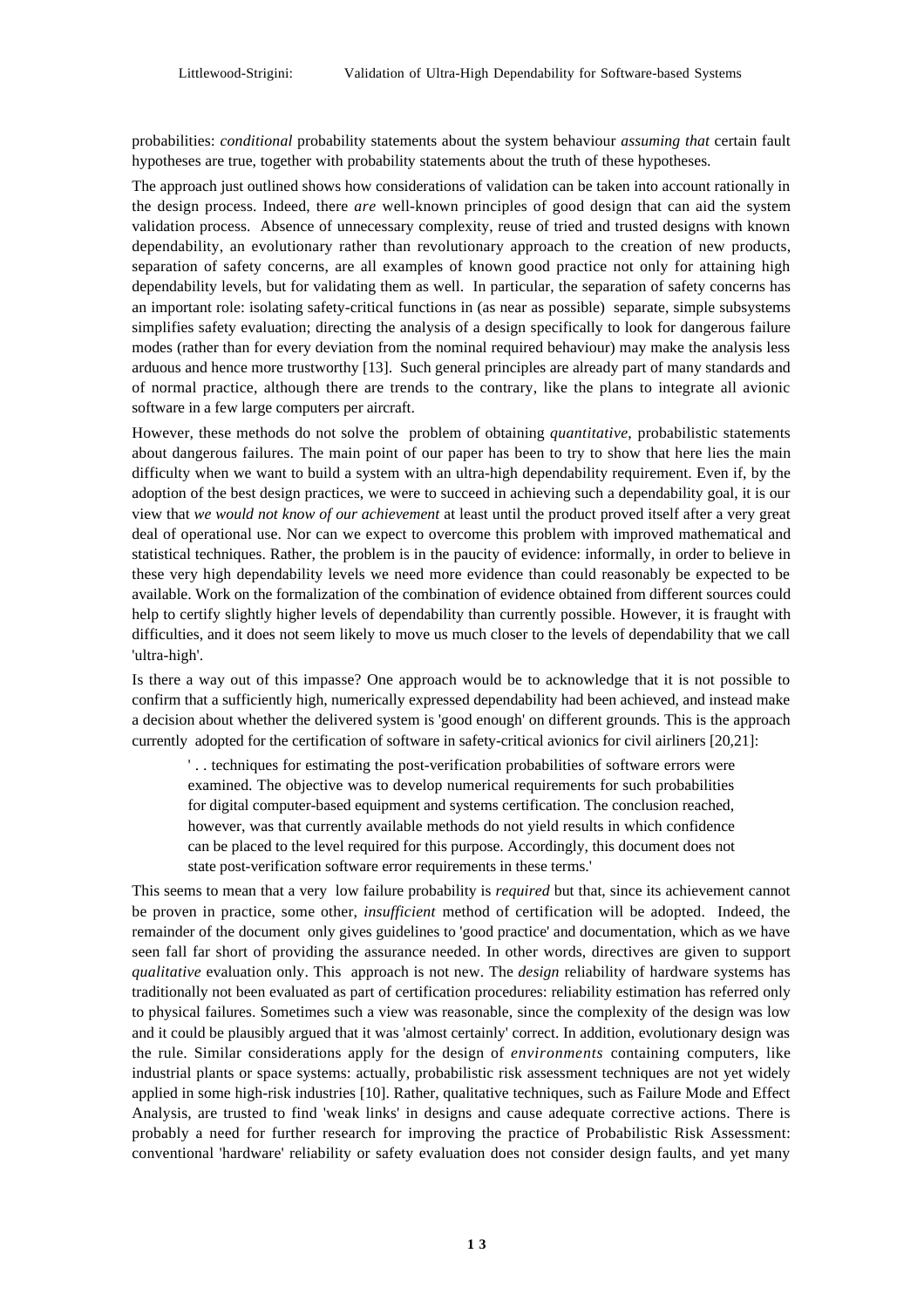probabilities: *conditional* probability statements about the system behaviour *assuming that* certain fault hypotheses are true, together with probability statements about the truth of these hypotheses.

The approach just outlined shows how considerations of validation can be taken into account rationally in the design process. Indeed, there *are* well-known principles of good design that can aid the system validation process. Absence of unnecessary complexity, reuse of tried and trusted designs with known dependability, an evolutionary rather than revolutionary approach to the creation of new products, separation of safety concerns, are all examples of known good practice not only for attaining high dependability levels, but for validating them as well. In particular, the separation of safety concerns has an important role: isolating safety-critical functions in (as near as possible) separate, simple subsystems simplifies safety evaluation; directing the analysis of a design specifically to look for dangerous failure modes (rather than for every deviation from the nominal required behaviour) may make the analysis less arduous and hence more trustworthy [13]. Such general principles are already part of many standards and of normal practice, although there are trends to the contrary, like the plans to integrate all avionic software in a few large computers per aircraft.

However, these methods do not solve the problem of obtaining *quantitative*, probabilistic statements about dangerous failures. The main point of our paper has been to try to show that here lies the main difficulty when we want to build a system with an ultra-high dependability requirement. Even if, by the adoption of the best design practices, we were to succeed in achieving such a dependability goal, it is our view that *we would not know of our achievement* at least until the product proved itself after a very great deal of operational use. Nor can we expect to overcome this problem with improved mathematical and statistical techniques. Rather, the problem is in the paucity of evidence: informally, in order to believe in these very high dependability levels we need more evidence than could reasonably be expected to be available. Work on the formalization of the combination of evidence obtained from different sources could help to certify slightly higher levels of dependability than currently possible. However, it is fraught with difficulties, and it does not seem likely to move us much closer to the levels of dependability that we call 'ultra-high'.

Is there a way out of this impasse? One approach would be to acknowledge that it is not possible to confirm that a sufficiently high, numerically expressed dependability had been achieved, and instead make a decision about whether the delivered system is 'good enough' on different grounds. This is the approach currently adopted for the certification of software in safety-critical avionics for civil airliners [20,21]:

> ' . . techniques for estimating the post-verification probabilities of software errors were examined. The objective was to develop numerical requirements for such probabilities for digital computer-based equipment and systems certification. The conclusion reached, however, was that currently available methods do not yield results in which confidence can be placed to the level required for this purpose. Accordingly, this document does not state post-verification software error requirements in these terms.'

This seems to mean that a very low failure probability is *required* but that, since its achievement cannot be proven in practice, some other, *insufficient* method of certification will be adopted. Indeed, the remainder of the document only gives guidelines to 'good practice' and documentation, which as we have seen fall far short of providing the assurance needed. In other words, directives are given to support *qualitative* evaluation only. This approach is not new. The *design* reliability of hardware systems has traditionally not been evaluated as part of certification procedures: reliability estimation has referred only to physical failures. Sometimes such a view was reasonable, since the complexity of the design was low and it could be plausibly argued that it was 'almost certainly' correct. In addition, evolutionary design was the rule. Similar considerations apply for the design of *environments* containing computers, like industrial plants or space systems: actually, probabilistic risk assessment techniques are not yet widely applied in some high-risk industries [10]. Rather, qualitative techniques, such as Failure Mode and Effect Analysis, are trusted to find 'weak links' in designs and cause adequate corrective actions. There is probably a need for further research for improving the practice of Probabilistic Risk Assessment: conventional 'hardware' reliability or safety evaluation does not consider design faults, and yet many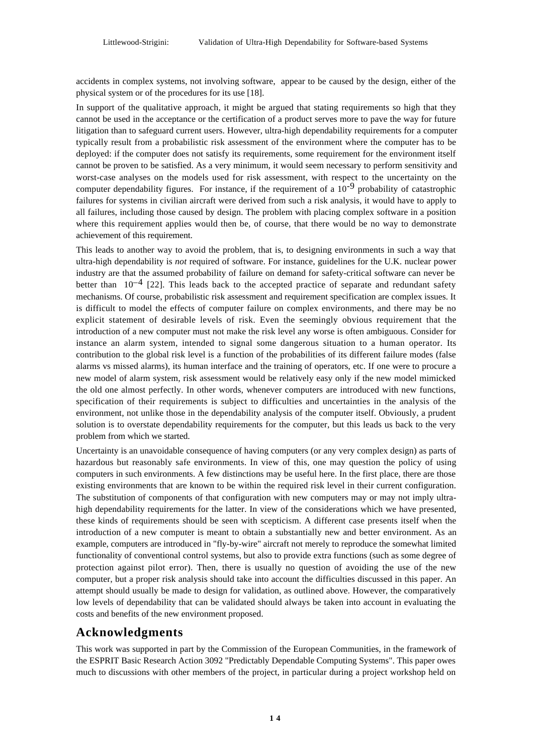accidents in complex systems, not involving software, appear to be caused by the design, either of the physical system or of the procedures for its use [18].

In support of the qualitative approach, it might be argued that stating requirements so high that they cannot be used in the acceptance or the certification of a product serves more to pave the way for future litigation than to safeguard current users. However, ultra-high dependability requirements for a computer typically result from a probabilistic risk assessment of the environment where the computer has to be deployed: if the computer does not satisfy its requirements, some requirement for the environment itself cannot be proven to be satisfied. As a very minimum, it would seem necessary to perform sensitivity and worst-case analyses on the models used for risk assessment, with respect to the uncertainty on the computer dependability figures. For instance, if the requirement of a $10^{-9}$ probability of catastrophic failures for systems in civilian aircraft were derived from such a risk analysis, it would have to apply to all failures, including those caused by design. The problem with placing complex software in a position where this requirement applies would then be, of course, that there would be no way to demonstrate achievement of this requirement.

This leads to another way to avoid the problem, that is, to designing environments in such a way that ultra-high dependability is *not* required of software. For instance, guidelines for the U.K. nuclear power industry are that the assumed probability of failure on demand for safety-critical software can never be better than $10^{-4}$ [22]. This leads back to the accepted practice of separate and redundant safety mechanisms. Of course, probabilistic risk assessment and requirement specification are complex issues. It is difficult to model the effects of computer failure on complex environments, and there may be no explicit statement of desirable levels of risk. Even the seemingly obvious requirement that the introduction of a new computer must not make the risk level any worse is often ambiguous. Consider for instance an alarm system, intended to signal some dangerous situation to a human operator. Its contribution to the global risk level is a function of the probabilities of its different failure modes (false alarms vs missed alarms), its human interface and the training of operators, etc. If one were to procure a new model of alarm system, risk assessment would be relatively easy only if the new model mimicked the old one almost perfectly. In other words, whenever computers are introduced with new functions, specification of their requirements is subject to difficulties and uncertainties in the analysis of the environment, not unlike those in the dependability analysis of the computer itself. Obviously, a prudent solution is to overstate dependability requirements for the computer, but this leads us back to the very problem from which we started.

Uncertainty is an unavoidable consequence of having computers (or any very complex design) as parts of hazardous but reasonably safe environments. In view of this, one may question the policy of using computers in such environments. A few distinctions may be useful here. In the first place, there are those existing environments that are known to be within the required risk level in their current configuration. The substitution of components of that configuration with new computers may or may not imply ultra-high dependability requirements for the latter. In view of the considerations which we have presented, these kinds of requirements should be seen with scepticism. A different case presents itself when the introduction of a new computer is meant to obtain a substantially new and better environment. As an example, computers are introduced in "fly-by-wire" aircraft not merely to reproduce the somewhat limited functionality of conventional control systems, but also to provide extra functions (such as some degree of protection against pilot error). Then, there is usually no question of avoiding the use of the new computer, but a proper risk analysis should take into account the difficulties discussed in this paper. An attempt should usually be made to design for validation, as outlined above. However, the comparatively low levels of dependability that can be validated should always be taken into account in evaluating the costs and benefits of the new environment proposed.

## Acknowledgments

This work was supported in part by the Commission of the European Communities, in the framework of the ESPRIT Basic Research Action 3092 "Predictably Dependable Computing Systems". This paper owes much to discussions with other members of the project, in particular during a project workshop held on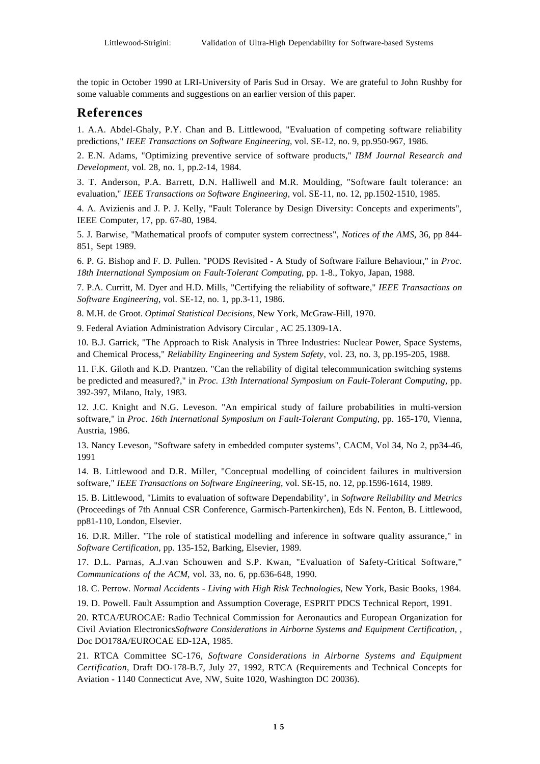the topic in October 1990 at LRI-University of Paris Sud in Orsay. We are grateful to John Rushby for some valuable comments and suggestions on an earlier version of this paper.

## References

1. A.A. Abdel-Ghaly, P.Y. Chan and B. Littlewood, "Evaluation of competing software reliability predictions," *IEEE Transactions on Software Engineering*, vol. SE-12, no. 9, pp.950-967, 1986.

2. E.N. Adams, "Optimizing preventive service of software products," *IBM Journal Research and Development*, vol. 28, no. 1, pp.2-14, 1984.

3. T. Anderson, P.A. Barrett, D.N. Halliwell and M.R. Moulding, "Software fault tolerance: an evaluation," *IEEE Transactions on Software Engineering*, vol. SE-11, no. 12, pp.1502-1510, 1985.

4. A. Avizienis and J. P. J. Kelly, "Fault Tolerance by Design Diversity: Concepts and experiments", IEEE Computer, 17, pp. 67-80, 1984.

5. J. Barwise, "Mathematical proofs of computer system correctness", *Notices of the AMS*, 36, pp 844-851, Sept 1989.

6. P. G. Bishop and F. D. Pullen. "PODS Revisited - A Study of Software Failure Behaviour," in *Proc. 18th International Symposium on Fault-Tolerant Computing*, pp. 1-8., Tokyo, Japan, 1988.

7. P.A. Curritt, M. Dyer and H.D. Mills, "Certifying the reliability of software," *IEEE Transactions on Software Engineering*, vol. SE-12, no. 1, pp.3-11, 1986.

8. M.H. de Groot. *Optimal Statistical Decisions*, New York, McGraw-Hill, 1970.

9. Federal Aviation Administration Advisory Circular , AC 25.1309-1A.

10. B.J. Garrick, "The Approach to Risk Analysis in Three Industries: Nuclear Power, Space Systems, and Chemical Process," *Reliability Engineering and System Safety*, vol. 23, no. 3, pp.195-205, 1988.

11. F.K. Giloth and K.D. Prantzen. "Can the reliability of digital telecommunication switching systems be predicted and measured?," in *Proc. 13th International Symposium on Fault-Tolerant Computing*, pp. 392-397, Milano, Italy, 1983.

12. J.C. Knight and N.G. Leveson. "An empirical study of failure probabilities in multi-version software," in *Proc. 16th International Symposium on Fault-Tolerant Computing*, pp. 165-170, Vienna, Austria, 1986.

13. Nancy Leveson, "Software safety in embedded computer systems", CACM, Vol 34, No 2, pp34-46, 1991

14. B. Littlewood and D.R. Miller, "Conceptual modelling of coincident failures in multiversion software," *IEEE Transactions on Software Engineering*, vol. SE-15, no. 12, pp.1596-1614, 1989.

15. B. Littlewood, "Limits to evaluation of software Dependability', in *Software Reliability and Metrics* (Proceedings of 7th Annual CSR Conference, Garmisch-Partenkirchen), Eds N. Fenton, B. Littlewood, pp81-110, London, Elsevier.

16. D.R. Miller. "The role of statistical modelling and inference in software quality assurance," in *Software Certification*, pp. 135-152, Barking, Elsevier, 1989.

17. D.L. Parnas, A.J.van Schouwen and S.P. Kwan, "Evaluation of Safety-Critical Software," *Communications of the ACM*, vol. 33, no. 6, pp.636-648, 1990.

18. C. Perrow. *Normal Accidents - Living with High Risk Technologies*, New York, Basic Books, 1984.

19. D. Powell. Fault Assumption and Assumption Coverage, ESPRIT PDCS Technical Report, 1991.

20. RTCA/EUROCAE: Radio Technical Commission for Aeronautics and European Organization for Civil Aviation Electronics*Software Considerations in Airborne Systems and Equipment Certification*, , Doc DO178A/EUROCAE ED-12A, 1985.

21. RTCA Committee SC-176, *Software Considerations in Airborne Systems and Equipment Certification*, Draft DO-178-B.7, July 27, 1992, RTCA (Requirements and Technical Concepts for Aviation - 1140 Connecticut Ave, NW, Suite 1020, Washington DC 20036).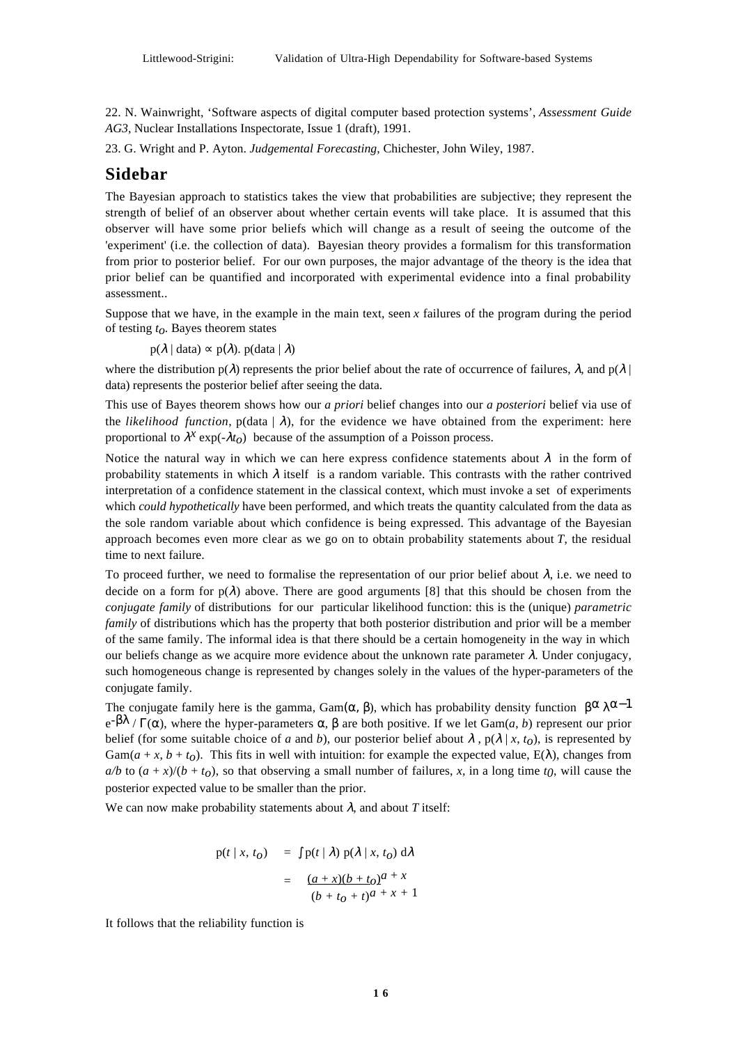22. N. Wainwright, 'Software aspects of digital computer based protection systems', *Assessment Guide AG3*, Nuclear Installations Inspectorate, Issue 1 (draft), 1991.

23. G. Wright and P. Ayton. *Judgemental Forecasting*, Chichester, John Wiley, 1987.

## Sidebar

The Bayesian approach to statistics takes the view that probabilities are subjective; they represent the strength of belief of an observer about whether certain events will take place. It is assumed that this observer will have some prior beliefs which will change as a result of seeing the outcome of the 'experiment' (i.e. the collection of data). Bayesian theory provides a formalism for this transformation from prior to posterior belief. For our own purposes, the major advantage of the theory is the idea that prior belief can be quantified and incorporated with experimental evidence into a final probability assessment..

Suppose that we have, in the example in the main text, seen $x$ failures of the program during the period of testing $t_o$. Bayes theorem states

$$p(\lambda \mid \text{data}) \propto p(\lambda).\ p(\text{data} \mid \lambda)$$

where the distribution $p(\lambda)$ represents the prior belief about the rate of occurrence of failures, $\lambda$, and $p(\lambda \mid \text{data})$ represents the posterior belief after seeing the data.

This use of Bayes theorem shows how our *a priori* belief changes into our *a posteriori* belief via use of the *likelihood function*, $p(\text{data} \mid \lambda)$, for the evidence we have obtained from the experiment: here proportional to $\lambda^x \exp(-\lambda t_o)$ because of the assumption of a Poisson process.

Notice the natural way in which we can here express confidence statements about $\lambda$ in the form of probability statements in which $\lambda$ itself is a random variable. This contrasts with the rather contrived interpretation of a confidence statement in the classical context, which must invoke a set of experiments which *could hypothetically* have been performed, and which treats the quantity calculated from the data as the sole random variable about which confidence is being expressed. This advantage of the Bayesian approach becomes even more clear as we go on to obtain probability statements about $T$, the residual time to next failure.

To proceed further, we need to formalise the representation of our prior belief about $\lambda$, i.e. we need to decide on a form for $p(\lambda)$ above. There are good arguments [8] that this should be chosen from the *conjugate family* of distributions for our particular likelihood function: this is the (unique) *parametric family* of distributions which has the property that both posterior distribution and prior will be a member of the same family. The informal idea is that there should be a certain homogeneity in the way in which our beliefs change as we acquire more evidence about the unknown rate parameter $\lambda$. Under conjugacy, such homogeneous change is represented by changes solely in the values of the hyper-parameters of the conjugate family.

The conjugate family here is the gamma, $\text{Gam}(\alpha, \beta)$, which has probability density function $\beta^\alpha \lambda^{\alpha-1} e^{-\beta\lambda} / \Gamma(\alpha)$, where the hyper-parameters $\alpha$, $\beta$ are both positive. If we let $\text{Gam}(a, b)$ represent our prior belief (for some suitable choice of $a$ and $b$), our posterior belief about $\lambda$, $p(\lambda \mid x, t_o)$, is represented by $\text{Gam}(a + x, b + t_o)$. This fits in well with intuition: for example the expected value, $E(\lambda)$, changes from $a/b$ to $(a + x)/(b + t_o)$, so that observing a small number of failures, $x$, in a long time $t_0$, will cause the posterior expected value to be smaller than the prior.

We can now make probability statements about $\lambda$, and about $T$ itself:

$$\begin{aligned} p(t \mid x, t_o) &= \int p(t \mid \lambda)\, p(\lambda \mid x, t_o)\, d\lambda \\ &= \frac{(a + x)(b + t_o)^{a + x}}{(b + t_o + t)^{a + x + 1}} \end{aligned}$$

It follows that the reliability function is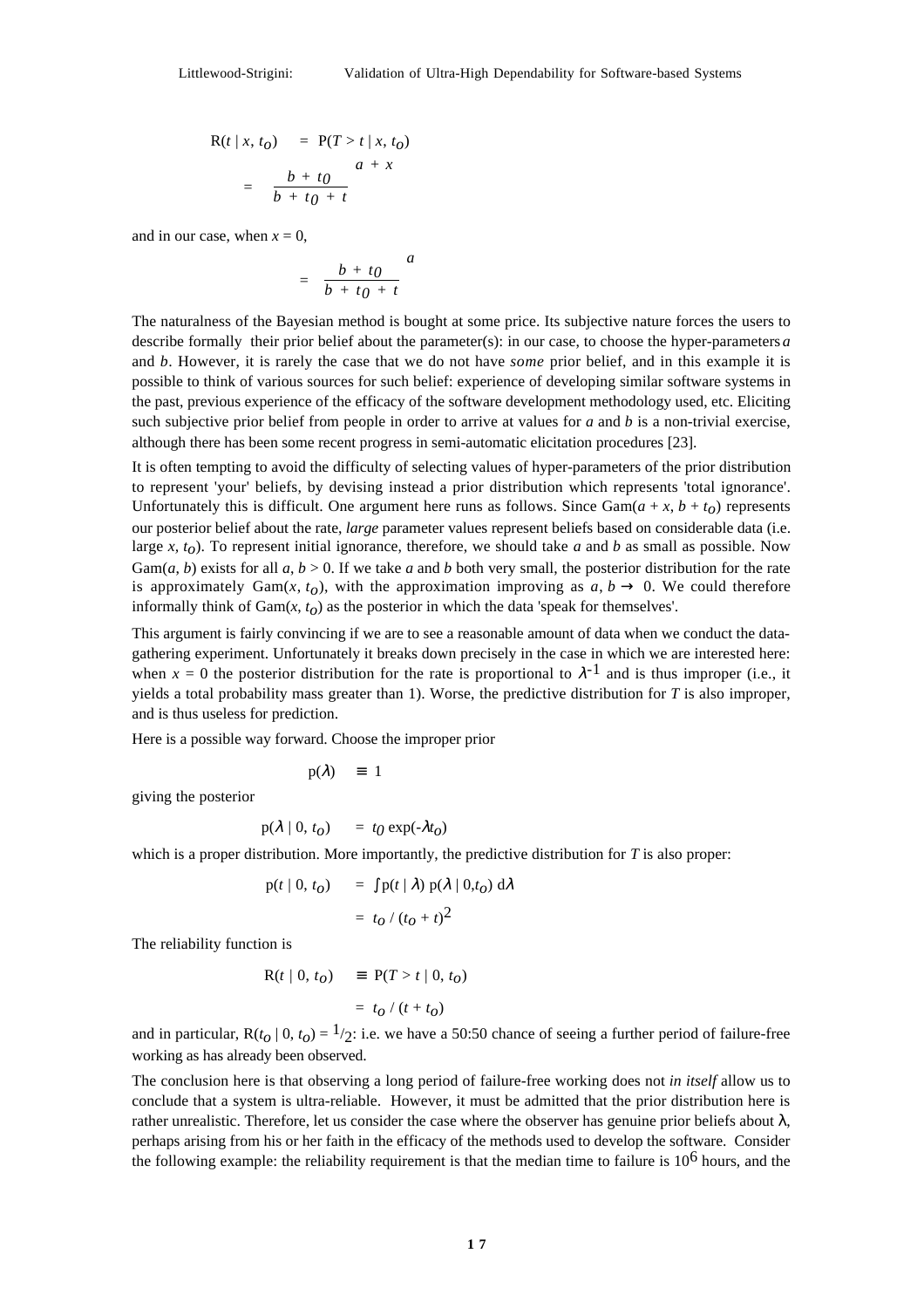$$
\begin{aligned}
R(t \mid x, t_o) &= P(T > t \mid x, t_o) \\
&= \left( \frac{b + t_0}{b + t_0 + t} \right)^{a + x}
\end{aligned}
$$

and in our case, when $x = 0$,

$$
= \left( \frac{b + t_0}{b + t_0 + t} \right)^{a}
$$

The naturalness of the Bayesian method is bought at some price. Its subjective nature forces the users to describe formally their prior belief about the parameter(s): in our case, to choose the hyper-parameters $a$ and $b$. However, it is rarely the case that we do not have *some* prior belief, and in this example it is possible to think of various sources for such belief: experience of developing similar software systems in the past, previous experience of the efficacy of the software development methodology used, etc. Eliciting such subjective prior belief from people in order to arrive at values for $a$ and $b$ is a non-trivial exercise, although there has been some recent progress in semi-automatic elicitation procedures [23].

It is often tempting to avoid the difficulty of selecting values of hyper-parameters of the prior distribution to represent 'your' beliefs, by devising instead a prior distribution which represents 'total ignorance'. Unfortunately this is difficult. One argument here runs as follows. Since $\mathrm{Gam}(a + x, b + t_o)$ represents our posterior belief about the rate, *large* parameter values represent beliefs based on considerable data (i.e. large $x, t_o$). To represent initial ignorance, therefore, we should take $a$ and $b$ as small as possible. Now $\mathrm{Gam}(a, b)$ exists for all $a, b > 0$. If we take $a$ and $b$ both very small, the posterior distribution for the rate is approximately $\mathrm{Gam}(x, t_o)$, with the approximation improving as $a, b \to 0$. We could therefore informally think of $\mathrm{Gam}(x, t_o)$ as the posterior in which the data 'speak for themselves'.

This argument is fairly convincing if we are to see a reasonable amount of data when we conduct the data-gathering experiment. Unfortunately it breaks down precisely in the case in which we are interested here: when $x = 0$ the posterior distribution for the rate is proportional to $\lambda^{-1}$ and is thus improper (i.e., it yields a total probability mass greater than 1). Worse, the predictive distribution for $T$ is also improper, and is thus useless for prediction.

Here is a possible way forward. Choose the improper prior

$$
p(\lambda) \equiv 1
$$

giving the posterior

$$
p(\lambda \mid 0, t_o) = t_0 \exp(-\lambda t_o)
$$

which is a proper distribution. More importantly, the predictive distribution for $T$ is also proper:

$$
\begin{aligned}
p(t \mid 0, t_o) &= \int p(t \mid \lambda)\, p(\lambda \mid 0, t_o)\, d\lambda \\
&= t_o / (t_o + t)^2
\end{aligned}
$$

The reliability function is

$$
\begin{aligned}
R(t \mid 0, t_o) &\equiv P(T > t \mid 0, t_o) \\
&= t_o / (t + t_o)
\end{aligned}
$$

and in particular, $R(t_o \mid 0, t_o) = 1/2$: i.e. we have a 50:50 chance of seeing a further period of failure-free working as has already been observed.

The conclusion here is that observing a long period of failure-free working does not *in itself* allow us to conclude that a system is ultra-reliable. However, it must be admitted that the prior distribution here is rather unrealistic. Therefore, let us consider the case where the observer has genuine prior beliefs about $\lambda$, perhaps arising from his or her faith in the efficacy of the methods used to develop the software. Consider the following example: the reliability requirement is that the median time to failure is $10^6$ hours, and the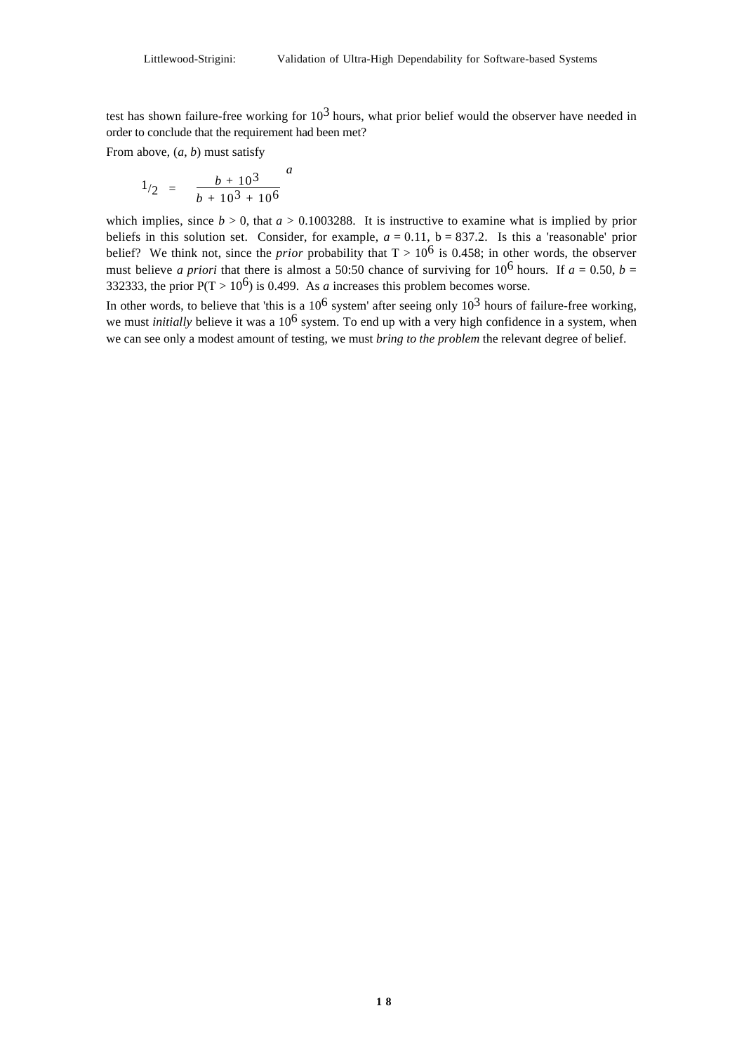test has shown failure-free working for $10^3$ hours, what prior belief would the observer have needed in order to conclude that the requirement had been met?

From above, $(a, b)$ must satisfy

$$^1/_2 \quad = \quad \left( \frac{b + 10^3}{b + 10^3 + 10^6} \right)^a$$

which implies, since $b > 0$, that $a > 0.1003288$. It is instructive to examine what is implied by prior beliefs in this solution set. Consider, for example, $a = 0.11$, $b = 837.2$. Is this a 'reasonable' prior belief? We think not, since the *prior* probability that $T > 10^6$ is 0.458; in other words, the observer must believe *a priori* that there is almost a 50:50 chance of surviving for $10^6$ hours. If $a = 0.50$, $b = 332333$, the prior $P(T > 10^6)$ is 0.499. As $a$ increases this problem becomes worse.

In other words, to believe that 'this is a $10^6$ system' after seeing only $10^3$ hours of failure-free working, we must *initially* believe it was a $10^6$ system. To end up with a very high confidence in a system, when we can see only a modest amount of testing, we must *bring to the problem* the relevant degree of belief.